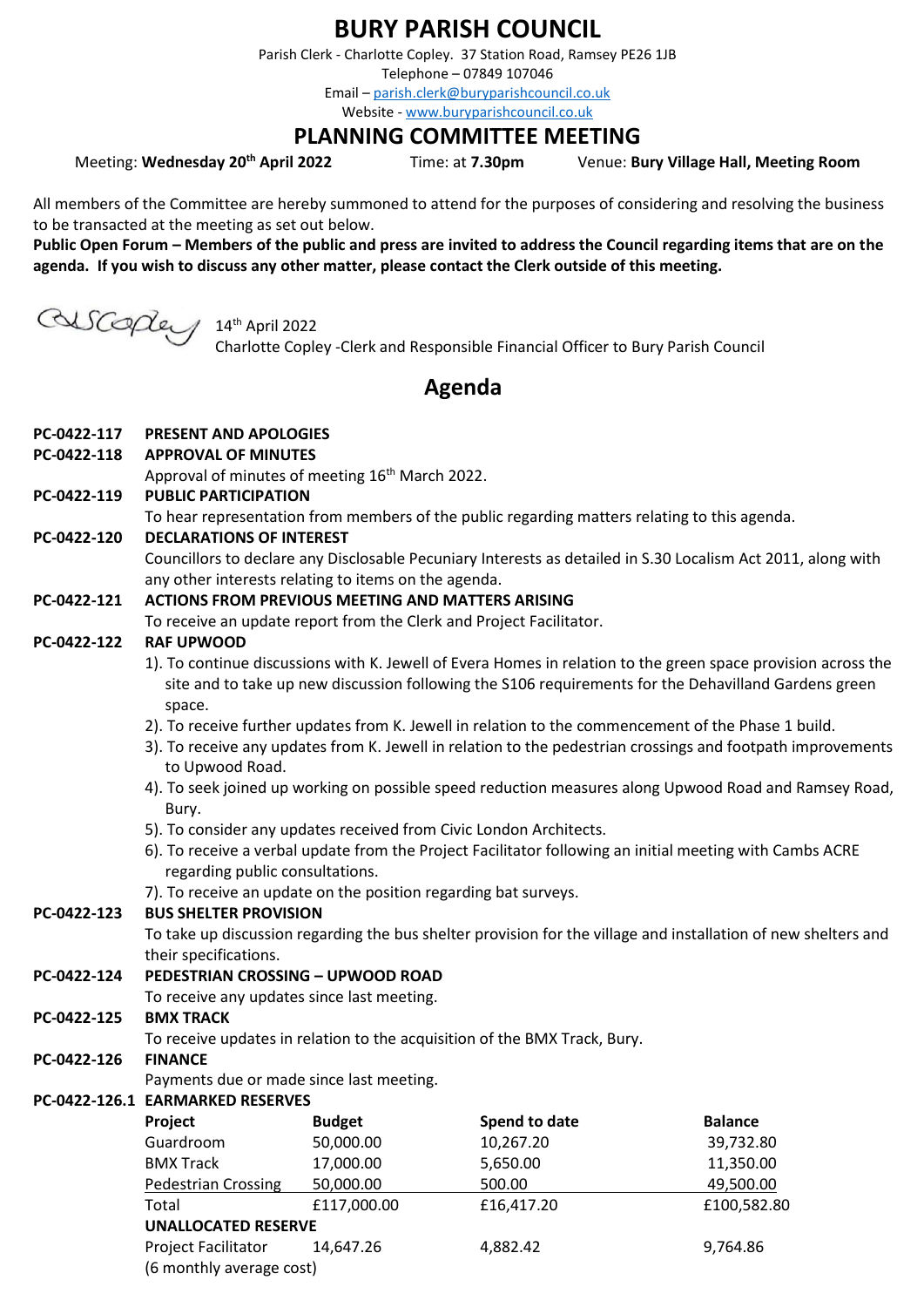# BURY PARISH COUNCIL

Parish Clerk - Charlotte Copley. 37 Station Road, Ramsey PE26 1JB

Telephone – 07849 107046

Email – parish.clerk@buryparishcouncil.co.uk

Website - www.buryparishcouncil.co.uk

## PLANNING COMMITTEE MEETING

Meeting: **Wednesday 20th April 2022** Time: at **7.30pm** Venue: **Bury Village Hall, Meeting Room**

All members of the Committee are hereby summoned to attend for the purposes of considering and resolving the business to be transacted at the meeting as set out below.

**Public Open Forum – Members of the public and press are invited to address the Council regarding items that are on the agenda. If you wish to discuss any other matter, please contact the Clerk outside of this meeting.**

14th April 2022

Charlotte Copley -Clerk and Responsible Financial Officer to Bury Parish Council

## Agenda

**PC-0422-117 PRESENT AND APOLOGIES**

**PC-0422-118 APPROVAL OF MINUTES**

Approval of minutes of meeting 16th March 2022.

**PC-0422-119 PUBLIC PARTICIPATION**

To hear representation from members of the public regarding matters relating to this agenda.

**PC-0422-120 DECLARATIONS OF INTEREST**

Councillors to declare any Disclosable Pecuniary Interests as detailed in S.30 Localism Act 2011, along with any other interests relating to items on the agenda.

**PC-0422-121 ACTIONS FROM PREVIOUS MEETING AND MATTERS ARISING**

To receive an update report from the Clerk and Project Facilitator.

**PC-0422-122 RAF UPWOOD**

1). To continue discussions with K. Jewell of Evera Homes in relation to the green space provision across the site and to take up new discussion following the S106 requirements for the Dehavilland Gardens green space.

2). To receive further updates from K. Jewell in relation to the commencement of the Phase 1 build.

3). To receive any updates from K. Jewell in relation to the pedestrian crossings and footpath improvements to Upwood Road.

4). To seek joined up working on possible speed reduction measures along Upwood Road and Ramsey Road, Bury.

5). To consider any updates received from Civic London Architects.

6). To receive a verbal update from the Project Facilitator following an initial meeting with Cambs ACRE regarding public consultations.

7). To receive an update on the position regarding bat surveys.

**PC-0422-123 BUS SHELTER PROVISION**

To take up discussion regarding the bus shelter provision for the village and installation of new shelters and their specifications.

**PC-0422-124 PEDESTRIAN CROSSING – UPWOOD ROAD**

To receive any updates since last meeting.

**PC-0422-125 BMX TRACK**

To receive updates in relation to the acquisition of the BMX Track, Bury.

**PC-0422-126 FINANCE**

Payments due or made since last meeting.

**PC-0422-126.1 EARMARKED RESERVES**

| Project | Budget | Spend to date | Balance |
|---|---|---|---|
| Guardroom | 50,000.00 | 10,267.20 | 39,732.80 |
| BMX Track | 17,000.00 | 5,650.00 | 11,350.00 |
| Pedestrian Crossing | 50,000.00 | 500.00 | 49,500.00 |
| Total | £117,000.00 | £16,417.20 | £100,582.80 |
| **UNALLOCATED RESERVE** | | | |
| Project Facilitator (6 monthly average cost) | 14,647.26 | 4,882.42 | 9,764.86 |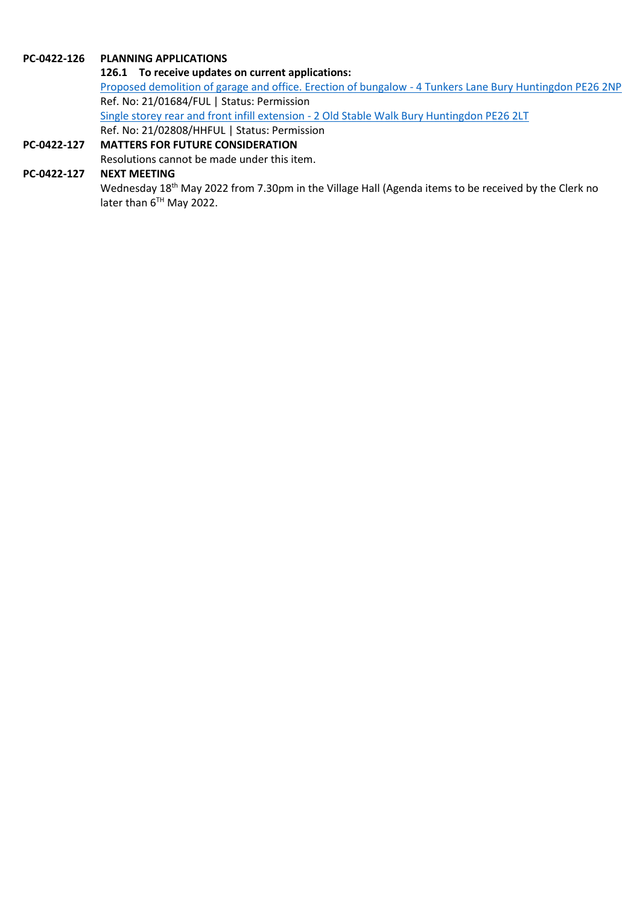**PC-0422-126 PLANNING APPLICATIONS**

**126.1 To receive updates on current applications:**

Proposed demolition of garage and office. Erection of bungalow - 4 Tunkers Lane Bury Huntingdon PE26 2NP
Ref. No: 21/01684/FUL | Status: Permission

Single storey rear and front infill extension - 2 Old Stable Walk Bury Huntingdon PE26 2LT
Ref. No: 21/02808/HHFUL | Status: Permission

**PC-0422-127 MATTERS FOR FUTURE CONSIDERATION**

Resolutions cannot be made under this item.

**PC-0422-127 NEXT MEETING**

Wednesday 18th May 2022 from 7.30pm in the Village Hall (Agenda items to be received by the Clerk no later than 6TH May 2022.